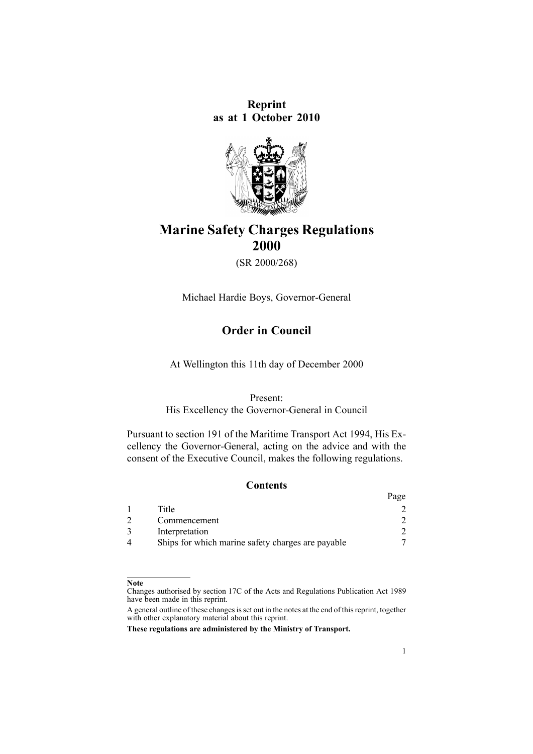**Reprint**
**as at 1 October 2010**

# Marine Safety Charges Regulations 2000

(SR 2000/268)

Michael Hardie Boys, Governor-General

## Order in Council

At Wellington this 11th day of December 2000

Present:
His Excellency the Governor-General in Council

Pursuant to section 191 of the Maritime Transport Act 1994, His Excellency the Governor-General, acting on the advice and with the consent of the Executive Council, makes the following regulations.

### Contents

| | | Page |
|---|---|---|
| 1 | Title | 2 |
| 2 | Commencement | 2 |
| 3 | Interpretation | 2 |
| 4 | Ships for which marine safety charges are payable | 7 |

**Note**

Changes authorised by section 17C of the Acts and Regulations Publication Act 1989 have been made in this reprint.

A general outline of these changes is set out in the notes at the end of this reprint, together with other explanatory material about this reprint.

**These regulations are administered by the Ministry of Transport.**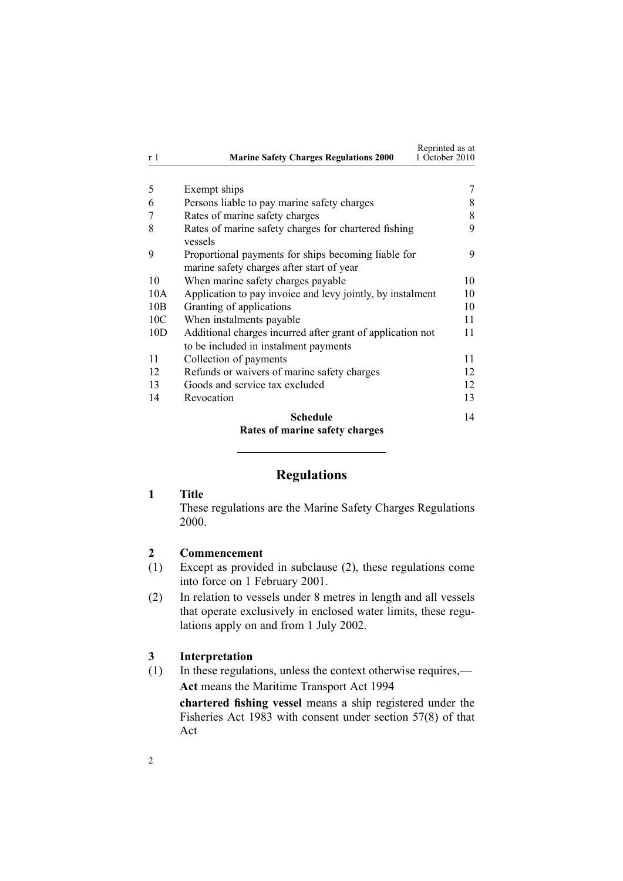| | | |
|---|---|---|
| 5 | Exempt ships | 7 |
| 6 | Persons liable to pay marine safety charges | 8 |
| 7 | Rates of marine safety charges | 8 |
| 8 | Rates of marine safety charges for chartered fishing vessels | 9 |
| 9 | Proportional payments for ships becoming liable for marine safety charges after start of year | 9 |
| 10 | When marine safety charges payable | 10 |
| 10A | Application to pay invoice and levy jointly, by instalment | 10 |
| 10B | Granting of applications | 10 |
| 10C | When instalments payable | 11 |
| 10D | Additional charges incurred after grant of application not to be included in instalment payments | 11 |
| 11 | Collection of payments | 11 |
| 12 | Refunds or waivers of marine safety charges | 12 |
| 13 | Goods and service tax excluded | 12 |
| 14 | Revocation | 13 |
| | **Schedule** **Rates of marine safety charges** | 14 |

# Regulations

## 1 Title

These regulations are the Marine Safety Charges Regulations 2000.

## 2 Commencement

(1) Except as provided in subclause (2), these regulations come into force on 1 February 2001.

(2) In relation to vessels under 8 metres in length and all vessels that operate exclusively in enclosed water limits, these regulations apply on and from 1 July 2002.

## 3 Interpretation

(1) In these regulations, unless the context otherwise requires,—

**Act** means the Maritime Transport Act 1994

**chartered fishing vessel** means a ship registered under the Fisheries Act 1983 with consent under section 57(8) of that Act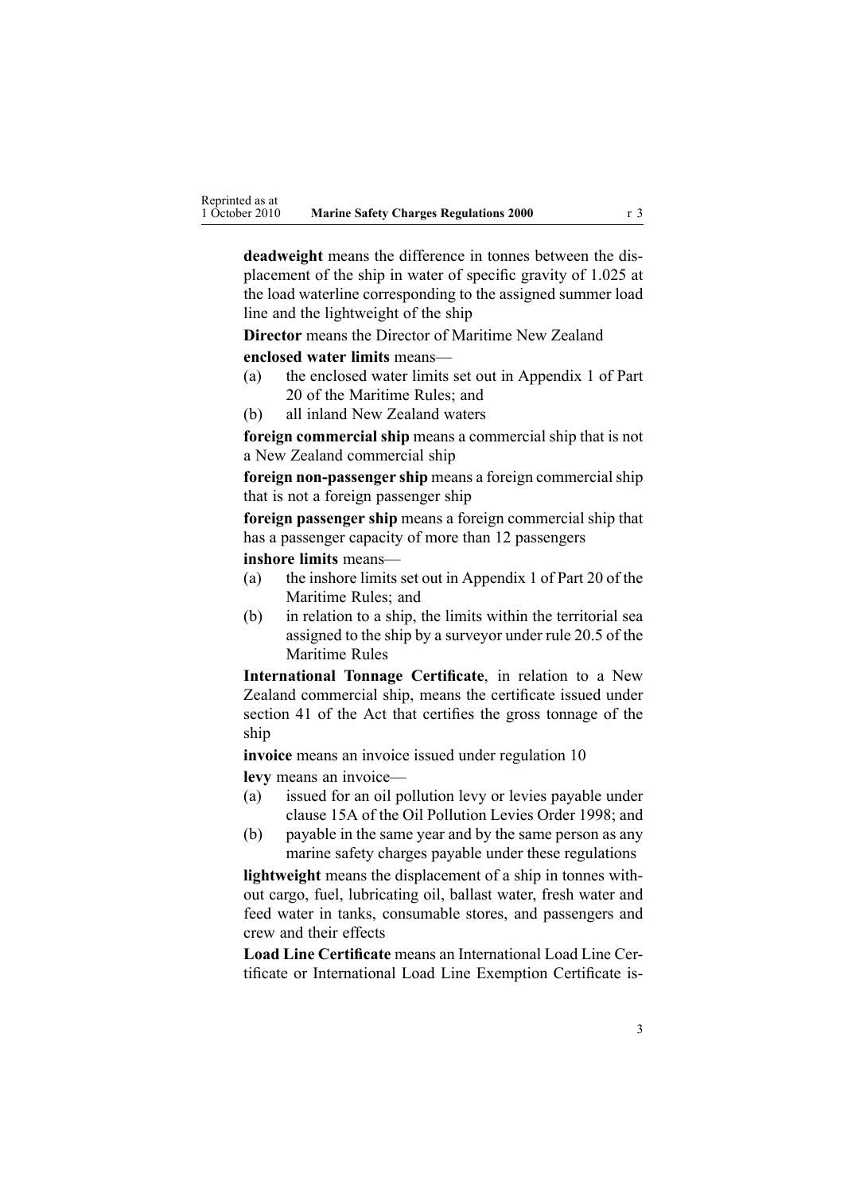**deadweight** means the difference in tonnes between the displacement of the ship in water of specific gravity of 1.025 at the load waterline corresponding to the assigned summer load line and the lightweight of the ship

**Director** means the Director of Maritime New Zealand

**enclosed water limits** means—

(a) the enclosed water limits set out in Appendix 1 of Part 20 of the Maritime Rules; and

(b) all inland New Zealand waters

**foreign commercial ship** means a commercial ship that is not a New Zealand commercial ship

**foreign non-passenger ship** means a foreign commercial ship that is not a foreign passenger ship

**foreign passenger ship** means a foreign commercial ship that has a passenger capacity of more than 12 passengers

**inshore limits** means—

(a) the inshore limits set out in Appendix 1 of Part 20 of the Maritime Rules; and

(b) in relation to a ship, the limits within the territorial sea assigned to the ship by a surveyor under rule 20.5 of the Maritime Rules

**International Tonnage Certificate**, in relation to a New Zealand commercial ship, means the certificate issued under section 41 of the Act that certifies the gross tonnage of the ship

**invoice** means an invoice issued under regulation 10

**levy** means an invoice—

(a) issued for an oil pollution levy or levies payable under clause 15A of the Oil Pollution Levies Order 1998; and

(b) payable in the same year and by the same person as any marine safety charges payable under these regulations

**lightweight** means the displacement of a ship in tonnes without cargo, fuel, lubricating oil, ballast water, fresh water and feed water in tanks, consumable stores, and passengers and crew and their effects

**Load Line Certificate** means an International Load Line Certificate or International Load Line Exemption Certificate is-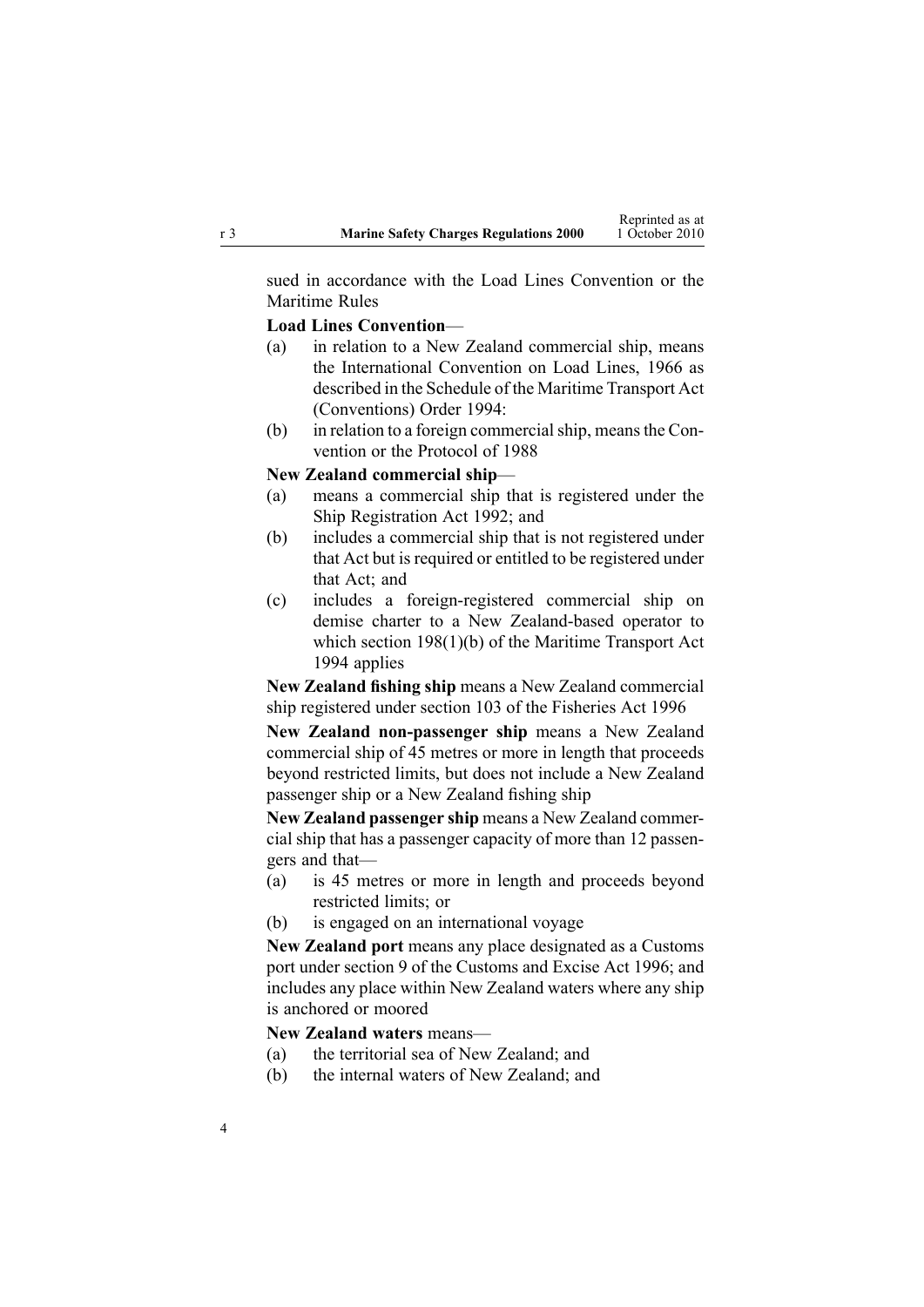sued in accordance with the Load Lines Convention or the Maritime Rules

**Load Lines Convention**—

(a) in relation to a New Zealand commercial ship, means the International Convention on Load Lines, 1966 as described in the Schedule of the Maritime Transport Act (Conventions) Order 1994:

(b) in relation to a foreign commercial ship, means the Convention or the Protocol of 1988

**New Zealand commercial ship**—

(a) means a commercial ship that is registered under the Ship Registration Act 1992; and

(b) includes a commercial ship that is not registered under that Act but is required or entitled to be registered under that Act; and

(c) includes a foreign-registered commercial ship on demise charter to a New Zealand-based operator to which section 198(1)(b) of the Maritime Transport Act 1994 applies

**New Zealand fishing ship** means a New Zealand commercial ship registered under section 103 of the Fisheries Act 1996

**New Zealand non-passenger ship** means a New Zealand commercial ship of 45 metres or more in length that proceeds beyond restricted limits, but does not include a New Zealand passenger ship or a New Zealand fishing ship

**New Zealand passenger ship** means a New Zealand commercial ship that has a passenger capacity of more than 12 passengers and that—

(a) is 45 metres or more in length and proceeds beyond restricted limits; or

(b) is engaged on an international voyage

**New Zealand port** means any place designated as a Customs port under section 9 of the Customs and Excise Act 1996; and includes any place within New Zealand waters where any ship is anchored or moored

**New Zealand waters** means—

(a) the territorial sea of New Zealand; and

(b) the internal waters of New Zealand; and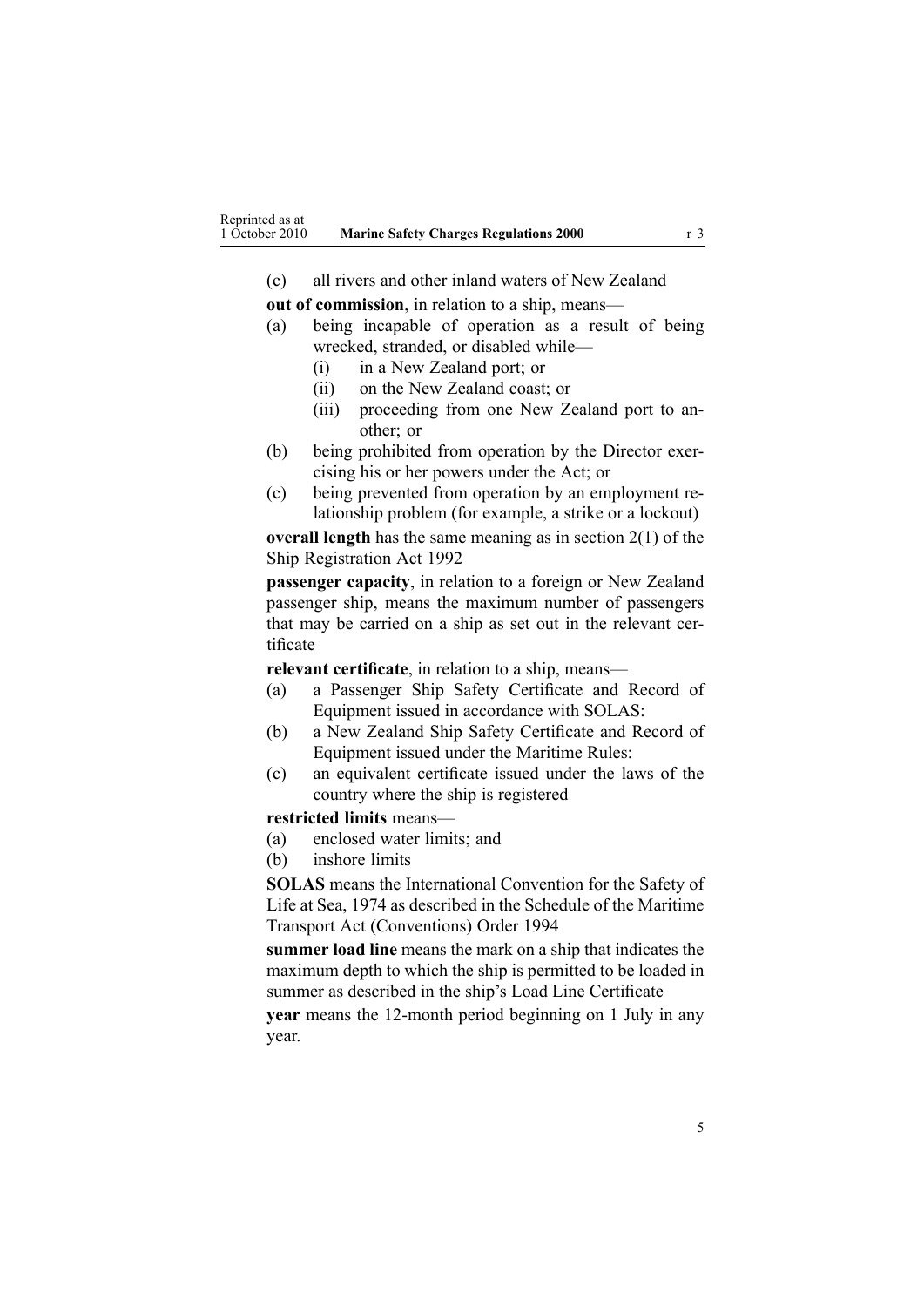(c) all rivers and other inland waters of New Zealand

**out of commission**, in relation to a ship, means—

(a) being incapable of operation as a result of being wrecked, stranded, or disabled while—

  (i) in a New Zealand port; or

  (ii) on the New Zealand coast; or

  (iii) proceeding from one New Zealand port to another; or

(b) being prohibited from operation by the Director exercising his or her powers under the Act; or

(c) being prevented from operation by an employment relationship problem (for example, a strike or a lockout)

**overall length** has the same meaning as in section 2(1) of the Ship Registration Act 1992

**passenger capacity**, in relation to a foreign or New Zealand passenger ship, means the maximum number of passengers that may be carried on a ship as set out in the relevant certificate

**relevant certificate**, in relation to a ship, means—

(a) a Passenger Ship Safety Certificate and Record of Equipment issued in accordance with SOLAS:

(b) a New Zealand Ship Safety Certificate and Record of Equipment issued under the Maritime Rules:

(c) an equivalent certificate issued under the laws of the country where the ship is registered

**restricted limits** means—

(a) enclosed water limits; and

(b) inshore limits

**SOLAS** means the International Convention for the Safety of Life at Sea, 1974 as described in the Schedule of the Maritime Transport Act (Conventions) Order 1994

**summer load line** means the mark on a ship that indicates the maximum depth to which the ship is permitted to be loaded in summer as described in the ship's Load Line Certificate

**year** means the 12-month period beginning on 1 July in any year.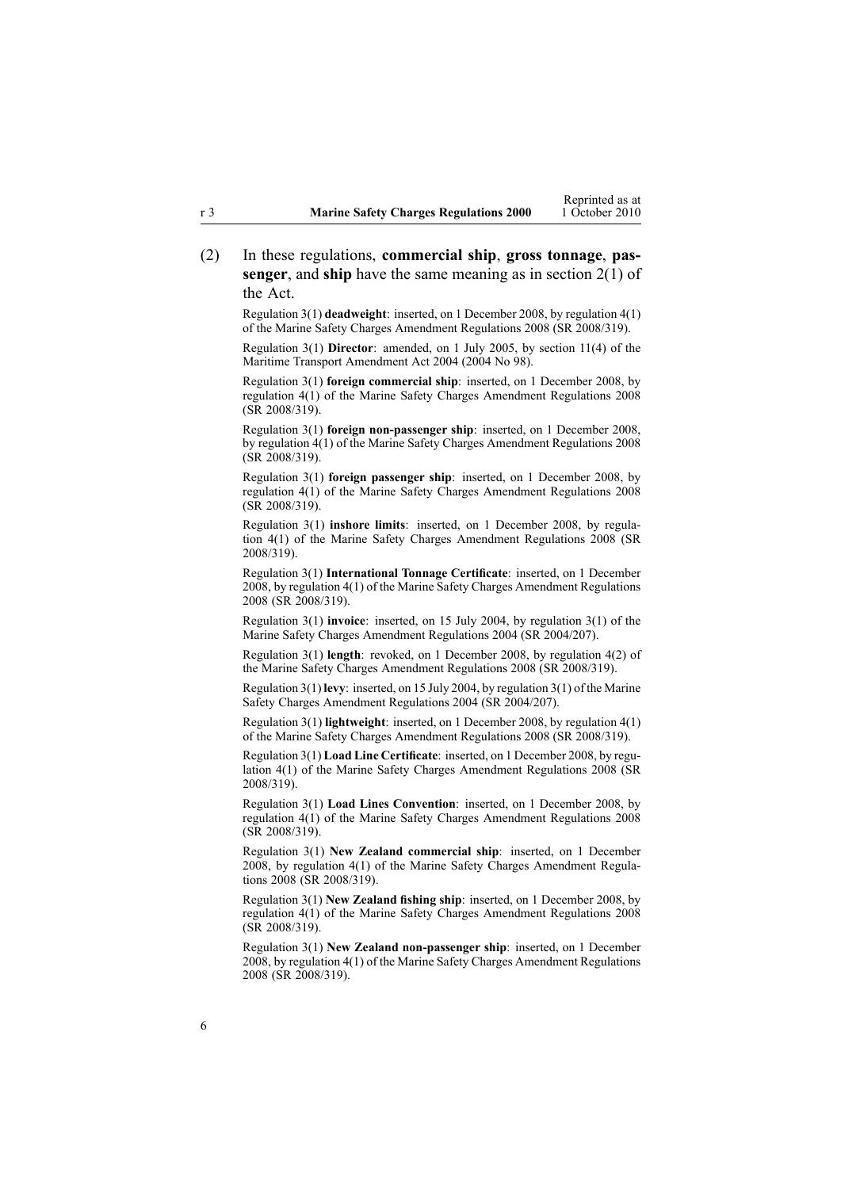(2) In these regulations, **commercial ship**, **gross tonnage**, **passenger**, and **ship** have the same meaning as in section 2(1) of the Act.

Regulation 3(1) **deadweight**: inserted, on 1 December 2008, by regulation 4(1) of the Marine Safety Charges Amendment Regulations 2008 (SR 2008/319).

Regulation 3(1) **Director**: amended, on 1 July 2005, by section 11(4) of the Maritime Transport Amendment Act 2004 (2004 No 98).

Regulation 3(1) **foreign commercial ship**: inserted, on 1 December 2008, by regulation 4(1) of the Marine Safety Charges Amendment Regulations 2008 (SR 2008/319).

Regulation 3(1) **foreign non-passenger ship**: inserted, on 1 December 2008, by regulation 4(1) of the Marine Safety Charges Amendment Regulations 2008 (SR 2008/319).

Regulation 3(1) **foreign passenger ship**: inserted, on 1 December 2008, by regulation 4(1) of the Marine Safety Charges Amendment Regulations 2008 (SR 2008/319).

Regulation 3(1) **inshore limits**: inserted, on 1 December 2008, by regulation 4(1) of the Marine Safety Charges Amendment Regulations 2008 (SR 2008/319).

Regulation 3(1) **International Tonnage Certificate**: inserted, on 1 December 2008, by regulation 4(1) of the Marine Safety Charges Amendment Regulations 2008 (SR 2008/319).

Regulation 3(1) **invoice**: inserted, on 15 July 2004, by regulation 3(1) of the Marine Safety Charges Amendment Regulations 2004 (SR 2004/207).

Regulation 3(1) **length**: revoked, on 1 December 2008, by regulation 4(2) of the Marine Safety Charges Amendment Regulations 2008 (SR 2008/319).

Regulation 3(1) **levy**: inserted, on 15 July 2004, by regulation 3(1) of the Marine Safety Charges Amendment Regulations 2004 (SR 2004/207).

Regulation 3(1) **lightweight**: inserted, on 1 December 2008, by regulation 4(1) of the Marine Safety Charges Amendment Regulations 2008 (SR 2008/319).

Regulation 3(1) **Load Line Certificate**: inserted, on 1 December 2008, by regulation 4(1) of the Marine Safety Charges Amendment Regulations 2008 (SR 2008/319).

Regulation 3(1) **Load Lines Convention**: inserted, on 1 December 2008, by regulation 4(1) of the Marine Safety Charges Amendment Regulations 2008 (SR 2008/319).

Regulation 3(1) **New Zealand commercial ship**: inserted, on 1 December 2008, by regulation 4(1) of the Marine Safety Charges Amendment Regulations 2008 (SR 2008/319).

Regulation 3(1) **New Zealand fishing ship**: inserted, on 1 December 2008, by regulation 4(1) of the Marine Safety Charges Amendment Regulations 2008 (SR 2008/319).

Regulation 3(1) **New Zealand non-passenger ship**: inserted, on 1 December 2008, by regulation 4(1) of the Marine Safety Charges Amendment Regulations 2008 (SR 2008/319).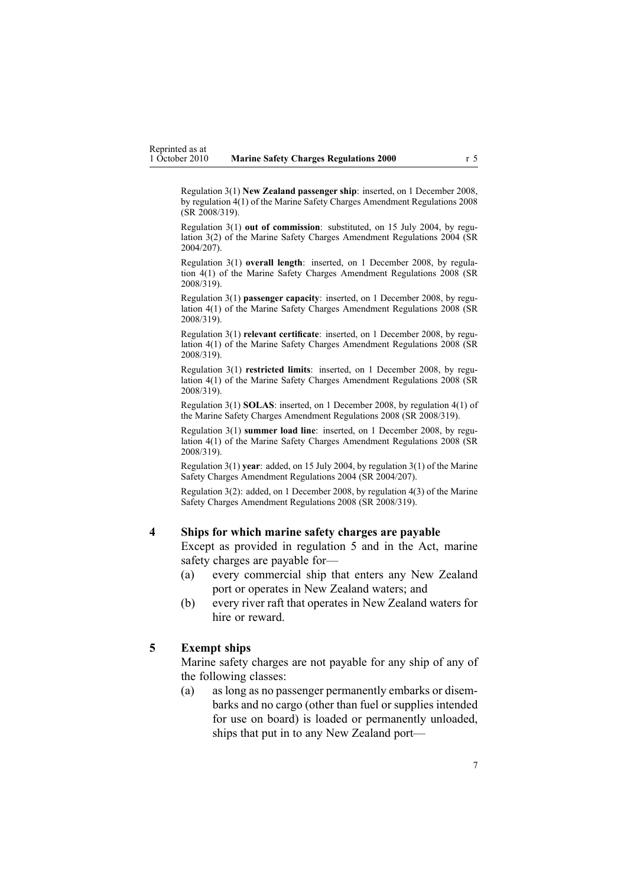Regulation 3(1) **New Zealand passenger ship**: inserted, on 1 December 2008, by regulation 4(1) of the Marine Safety Charges Amendment Regulations 2008 (SR 2008/319).

Regulation 3(1) **out of commission**: substituted, on 15 July 2004, by regulation 3(2) of the Marine Safety Charges Amendment Regulations 2004 (SR 2004/207).

Regulation 3(1) **overall length**: inserted, on 1 December 2008, by regulation 4(1) of the Marine Safety Charges Amendment Regulations 2008 (SR 2008/319).

Regulation 3(1) **passenger capacity**: inserted, on 1 December 2008, by regulation 4(1) of the Marine Safety Charges Amendment Regulations 2008 (SR 2008/319).

Regulation 3(1) **relevant certificate**: inserted, on 1 December 2008, by regulation 4(1) of the Marine Safety Charges Amendment Regulations 2008 (SR 2008/319).

Regulation 3(1) **restricted limits**: inserted, on 1 December 2008, by regulation 4(1) of the Marine Safety Charges Amendment Regulations 2008 (SR 2008/319).

Regulation 3(1) **SOLAS**: inserted, on 1 December 2008, by regulation 4(1) of the Marine Safety Charges Amendment Regulations 2008 (SR 2008/319).

Regulation 3(1) **summer load line**: inserted, on 1 December 2008, by regulation 4(1) of the Marine Safety Charges Amendment Regulations 2008 (SR 2008/319).

Regulation 3(1) **year**: added, on 15 July 2004, by regulation 3(1) of the Marine Safety Charges Amendment Regulations 2004 (SR 2004/207).

Regulation 3(2): added, on 1 December 2008, by regulation 4(3) of the Marine Safety Charges Amendment Regulations 2008 (SR 2008/319).

## 4 Ships for which marine safety charges are payable

Except as provided in regulation 5 and in the Act, marine safety charges are payable for—

(a) every commercial ship that enters any New Zealand port or operates in New Zealand waters; and

(b) every river raft that operates in New Zealand waters for hire or reward.

## 5 Exempt ships

Marine safety charges are not payable for any ship of any of the following classes:

(a) as long as no passenger permanently embarks or disembarks and no cargo (other than fuel or supplies intended for use on board) is loaded or permanently unloaded, ships that put in to any New Zealand port—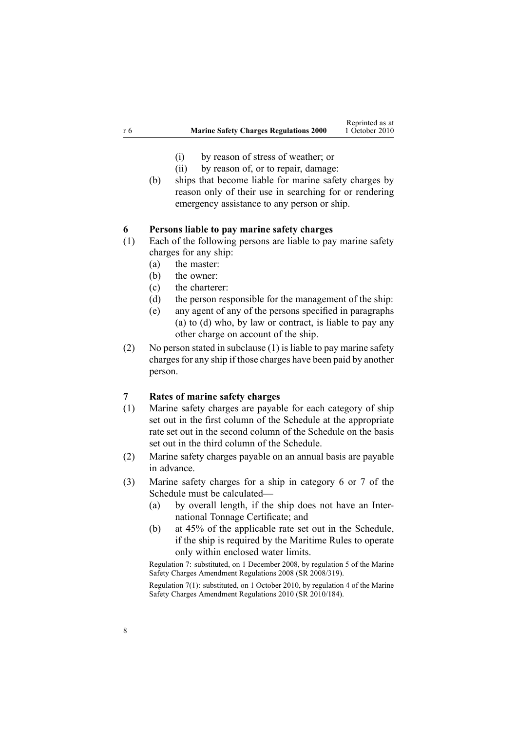(i) by reason of stress of weather; or

(ii) by reason of, or to repair, damage:

(b) ships that become liable for marine safety charges by reason only of their use in searching for or rendering emergency assistance to any person or ship.

### 6 Persons liable to pay marine safety charges

(1) Each of the following persons are liable to pay marine safety charges for any ship:

(a) the master:

(b) the owner:

(c) the charterer:

(d) the person responsible for the management of the ship:

(e) any agent of any of the persons specified in paragraphs (a) to (d) who, by law or contract, is liable to pay any other charge on account of the ship.

(2) No person stated in subclause (1) is liable to pay marine safety charges for any ship if those charges have been paid by another person.

### 7 Rates of marine safety charges

(1) Marine safety charges are payable for each category of ship set out in the first column of the Schedule at the appropriate rate set out in the second column of the Schedule on the basis set out in the third column of the Schedule.

(2) Marine safety charges payable on an annual basis are payable in advance.

(3) Marine safety charges for a ship in category 6 or 7 of the Schedule must be calculated—

(a) by overall length, if the ship does not have an International Tonnage Certificate; and

(b) at 45% of the applicable rate set out in the Schedule, if the ship is required by the Maritime Rules to operate only within enclosed water limits.

Regulation 7: substituted, on 1 December 2008, by regulation 5 of the Marine Safety Charges Amendment Regulations 2008 (SR 2008/319).

Regulation 7(1): substituted, on 1 October 2010, by regulation 4 of the Marine Safety Charges Amendment Regulations 2010 (SR 2010/184).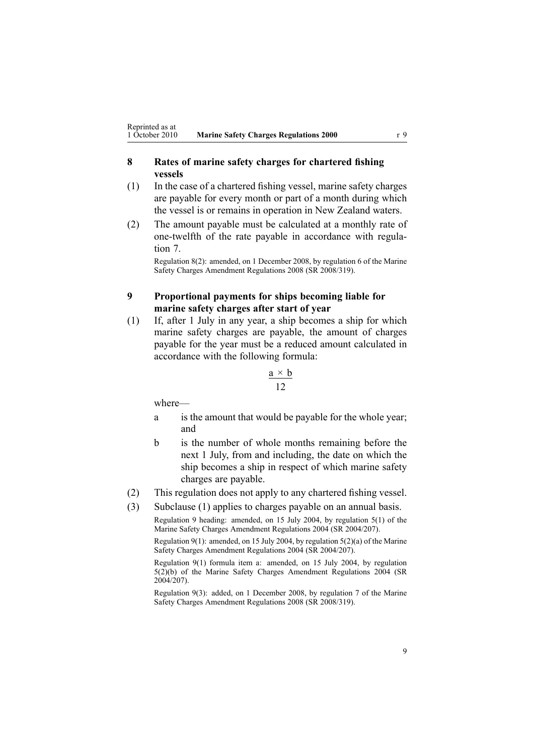## 8 Rates of marine safety charges for chartered fishing vessels

(1) In the case of a chartered fishing vessel, marine safety charges are payable for every month or part of a month during which the vessel is or remains in operation in New Zealand waters.

(2) The amount payable must be calculated at a monthly rate of one-twelfth of the rate payable in accordance with regulation 7.

Regulation 8(2): amended, on 1 December 2008, by regulation 6 of the Marine Safety Charges Amendment Regulations 2008 (SR 2008/319).

## 9 Proportional payments for ships becoming liable for marine safety charges after start of year

(1) If, after 1 July in any year, a ship becomes a ship for which marine safety charges are payable, the amount of charges payable for the year must be a reduced amount calculated in accordance with the following formula:

$$\frac{a \times b}{12}$$

where—

a is the amount that would be payable for the whole year; and

b is the number of whole months remaining before the next 1 July, from and including, the date on which the ship becomes a ship in respect of which marine safety charges are payable.

(2) This regulation does not apply to any chartered fishing vessel.

(3) Subclause (1) applies to charges payable on an annual basis.

Regulation 9 heading: amended, on 15 July 2004, by regulation 5(1) of the Marine Safety Charges Amendment Regulations 2004 (SR 2004/207).

Regulation 9(1): amended, on 15 July 2004, by regulation 5(2)(a) of the Marine Safety Charges Amendment Regulations 2004 (SR 2004/207).

Regulation 9(1) formula item a: amended, on 15 July 2004, by regulation 5(2)(b) of the Marine Safety Charges Amendment Regulations 2004 (SR 2004/207).

Regulation 9(3): added, on 1 December 2008, by regulation 7 of the Marine Safety Charges Amendment Regulations 2008 (SR 2008/319).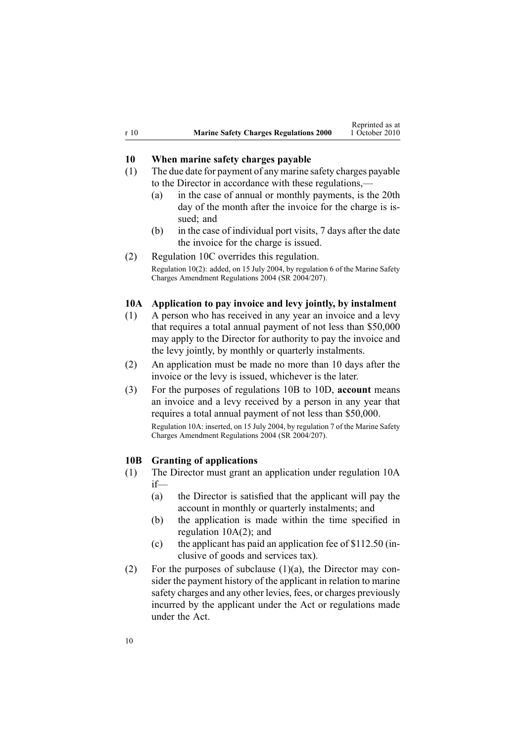## 10 When marine safety charges payable

(1) The due date for payment of any marine safety charges payable to the Director in accordance with these regulations,—

(a) in the case of annual or monthly payments, is the 20th day of the month after the invoice for the charge is issued; and

(b) in the case of individual port visits, 7 days after the date the invoice for the charge is issued.

(2) Regulation 10C overrides this regulation.

Regulation 10(2): added, on 15 July 2004, by regulation 6 of the Marine Safety Charges Amendment Regulations 2004 (SR 2004/207).

## 10A Application to pay invoice and levy jointly, by instalment

(1) A person who has received in any year an invoice and a levy that requires a total annual payment of not less than $50,000 may apply to the Director for authority to pay the invoice and the levy jointly, by monthly or quarterly instalments.

(2) An application must be made no more than 10 days after the invoice or the levy is issued, whichever is the later.

(3) For the purposes of regulations 10B to 10D, **account** means an invoice and a levy received by a person in any year that requires a total annual payment of not less than $50,000.

Regulation 10A: inserted, on 15 July 2004, by regulation 7 of the Marine Safety Charges Amendment Regulations 2004 (SR 2004/207).

## 10B Granting of applications

(1) The Director must grant an application under regulation 10A if—

(a) the Director is satisfied that the applicant will pay the account in monthly or quarterly instalments; and

(b) the application is made within the time specified in regulation 10A(2); and

(c) the applicant has paid an application fee of $112.50 (inclusive of goods and services tax).

(2) For the purposes of subclause (1)(a), the Director may consider the payment history of the applicant in relation to marine safety charges and any other levies, fees, or charges previously incurred by the applicant under the Act or regulations made under the Act.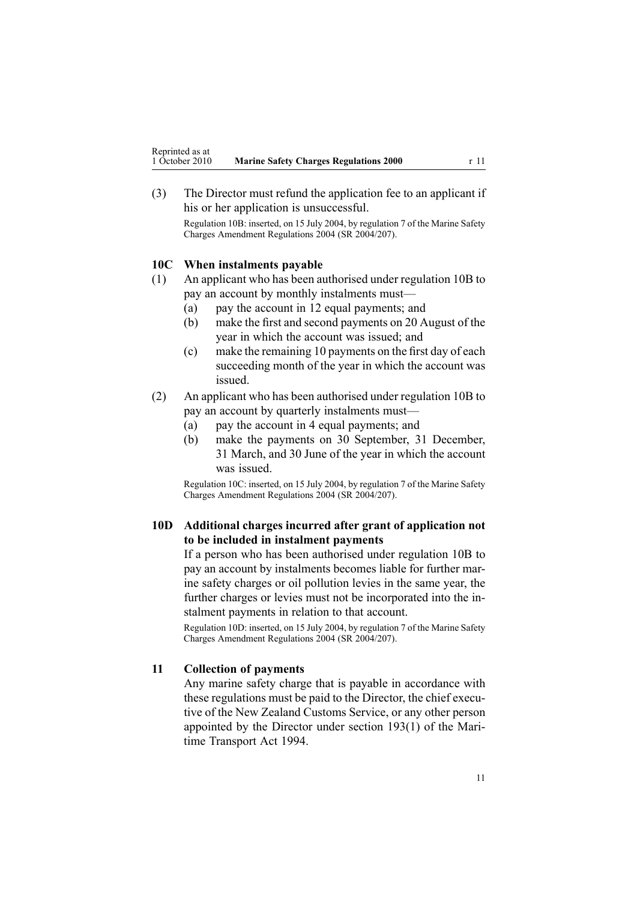(3) The Director must refund the application fee to an applicant if his or her application is unsuccessful.

Regulation 10B: inserted, on 15 July 2004, by regulation 7 of the Marine Safety Charges Amendment Regulations 2004 (SR 2004/207).

### 10C When instalments payable

(1) An applicant who has been authorised under regulation 10B to pay an account by monthly instalments must—

- (a) pay the account in 12 equal payments; and
- (b) make the first and second payments on 20 August of the year in which the account was issued; and
- (c) make the remaining 10 payments on the first day of each succeeding month of the year in which the account was issued.

(2) An applicant who has been authorised under regulation 10B to pay an account by quarterly instalments must—

- (a) pay the account in 4 equal payments; and
- (b) make the payments on 30 September, 31 December, 31 March, and 30 June of the year in which the account was issued.

Regulation 10C: inserted, on 15 July 2004, by regulation 7 of the Marine Safety Charges Amendment Regulations 2004 (SR 2004/207).

### 10D Additional charges incurred after grant of application not to be included in instalment payments

If a person who has been authorised under regulation 10B to pay an account by instalments becomes liable for further marine safety charges or oil pollution levies in the same year, the further charges or levies must not be incorporated into the instalment payments in relation to that account.

Regulation 10D: inserted, on 15 July 2004, by regulation 7 of the Marine Safety Charges Amendment Regulations 2004 (SR 2004/207).

### 11 Collection of payments

Any marine safety charge that is payable in accordance with these regulations must be paid to the Director, the chief executive of the New Zealand Customs Service, or any other person appointed by the Director under section 193(1) of the Maritime Transport Act 1994.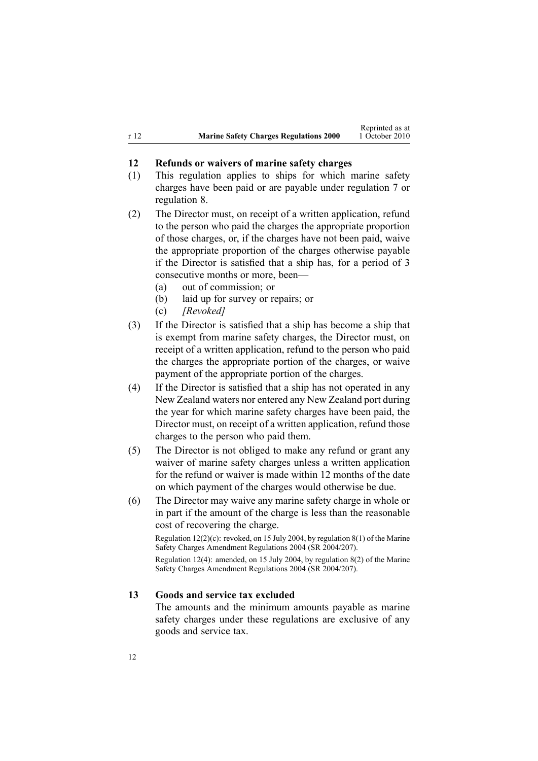## 12 Refunds or waivers of marine safety charges

(1) This regulation applies to ships for which marine safety charges have been paid or are payable under regulation 7 or regulation 8.

(2) The Director must, on receipt of a written application, refund to the person who paid the charges the appropriate proportion of those charges, or, if the charges have not been paid, waive the appropriate proportion of the charges otherwise payable if the Director is satisfied that a ship has, for a period of 3 consecutive months or more, been—

(a) out of commission; or

(b) laid up for survey or repairs; or

(c) *[Revoked]*

(3) If the Director is satisfied that a ship has become a ship that is exempt from marine safety charges, the Director must, on receipt of a written application, refund to the person who paid the charges the appropriate portion of the charges, or waive payment of the appropriate portion of the charges.

(4) If the Director is satisfied that a ship has not operated in any New Zealand waters nor entered any New Zealand port during the year for which marine safety charges have been paid, the Director must, on receipt of a written application, refund those charges to the person who paid them.

(5) The Director is not obliged to make any refund or grant any waiver of marine safety charges unless a written application for the refund or waiver is made within 12 months of the date on which payment of the charges would otherwise be due.

(6) The Director may waive any marine safety charge in whole or in part if the amount of the charge is less than the reasonable cost of recovering the charge.

Regulation 12(2)(c): revoked, on 15 July 2004, by regulation 8(1) of the Marine Safety Charges Amendment Regulations 2004 (SR 2004/207).

Regulation 12(4): amended, on 15 July 2004, by regulation 8(2) of the Marine Safety Charges Amendment Regulations 2004 (SR 2004/207).

## 13 Goods and service tax excluded

The amounts and the minimum amounts payable as marine safety charges under these regulations are exclusive of any goods and service tax.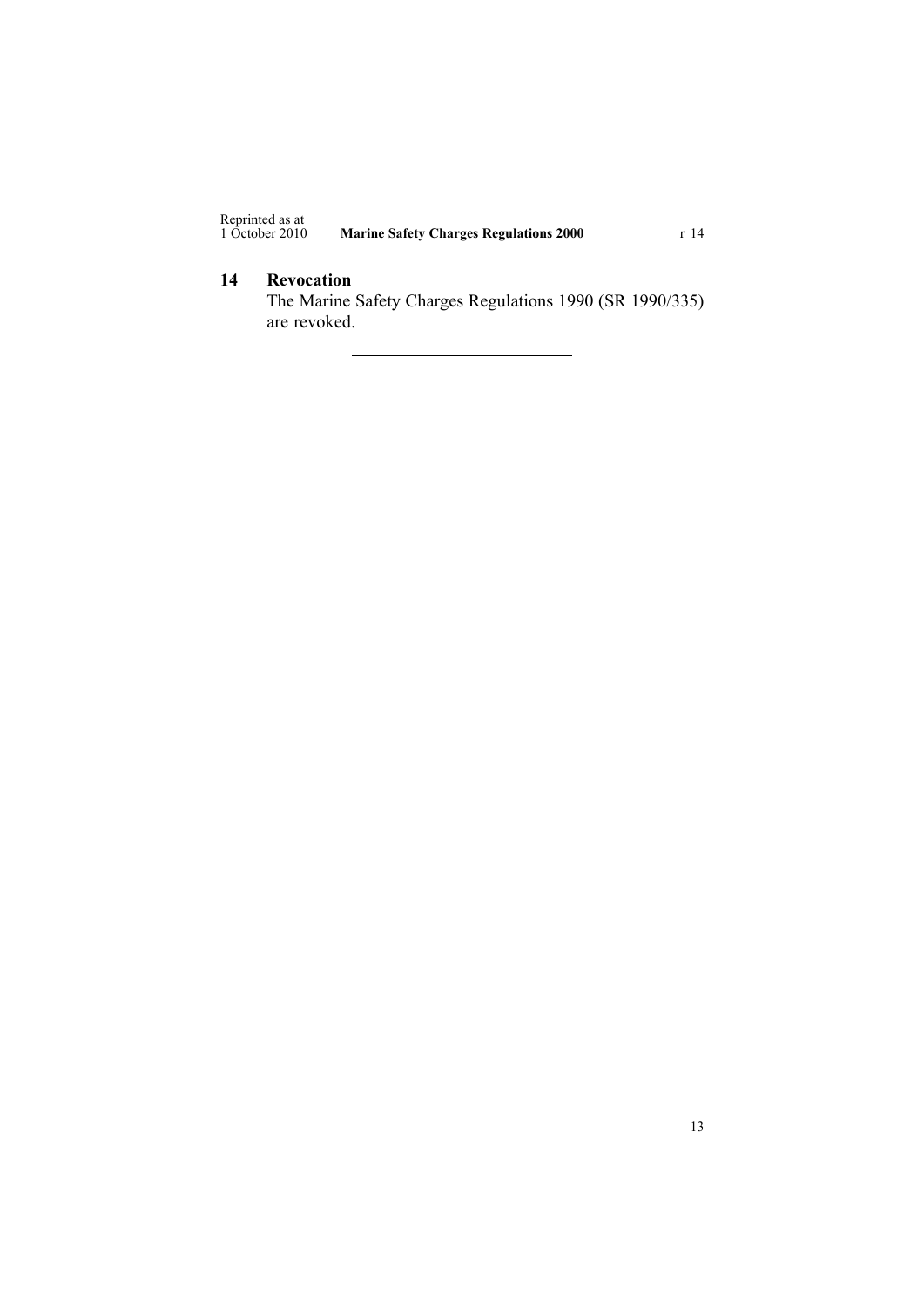## 14 Revocation

The Marine Safety Charges Regulations 1990 (SR 1990/335) are revoked.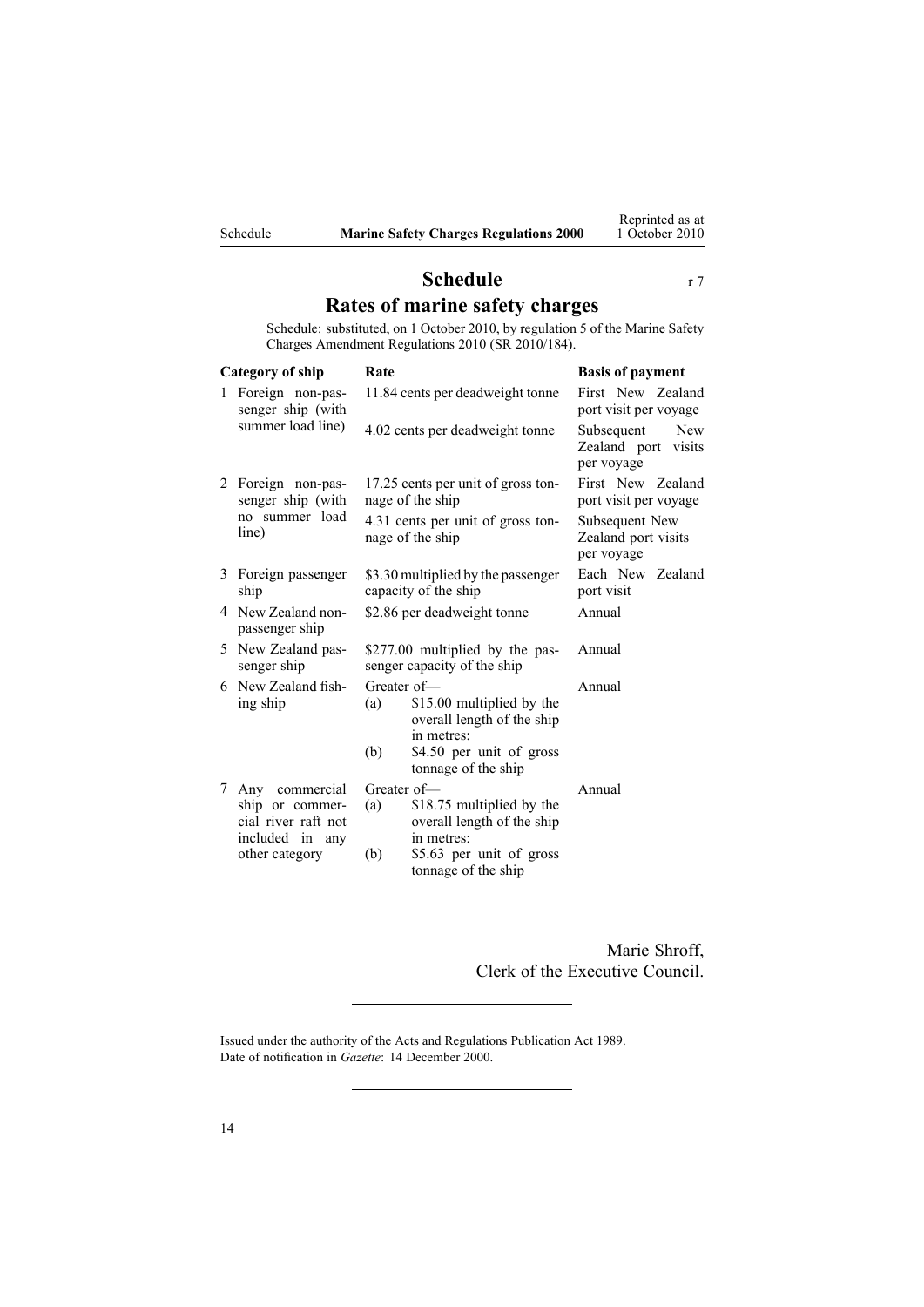# Schedule

r 7

## Rates of marine safety charges

Schedule: substituted, on 1 October 2010, by regulation 5 of the Marine Safety Charges Amendment Regulations 2010 (SR 2010/184).

| Category of ship | Rate | Basis of payment |
|---|---|---|
| 1 Foreign non-passenger ship (with summer load line) | 11.84 cents per deadweight tonne | First New Zealand port visit per voyage |
| | 4.02 cents per deadweight tonne | Subsequent New Zealand port visits per voyage |
| 2 Foreign non-passenger ship (with no summer load line) | 17.25 cents per unit of gross tonnage of the ship | First New Zealand port visit per voyage |
| | 4.31 cents per unit of gross tonnage of the ship | Subsequent New Zealand port visits per voyage |
| 3 Foreign passenger ship | $3.30 multiplied by the passenger capacity of the ship | Each New Zealand port visit |
| 4 New Zealand non-passenger ship | $2.86 per deadweight tonne | Annual |
| 5 New Zealand passenger ship | $277.00 multiplied by the passenger capacity of the ship | Annual |
| 6 New Zealand fishing ship | Greater of—<br>(a) $15.00 multiplied by the overall length of the ship in metres:<br>(b) $4.50 per unit of gross tonnage of the ship | Annual |
| 7 Any commercial ship or commercial river raft not included in any other category | Greater of—<br>(a) $18.75 multiplied by the overall length of the ship in metres:<br>(b) $5.63 per unit of gross tonnage of the ship | Annual |

Marie Shroff,
Clerk of the Executive Council.

---

Issued under the authority of the Acts and Regulations Publication Act 1989.
Date of notification in *Gazette*: 14 December 2000.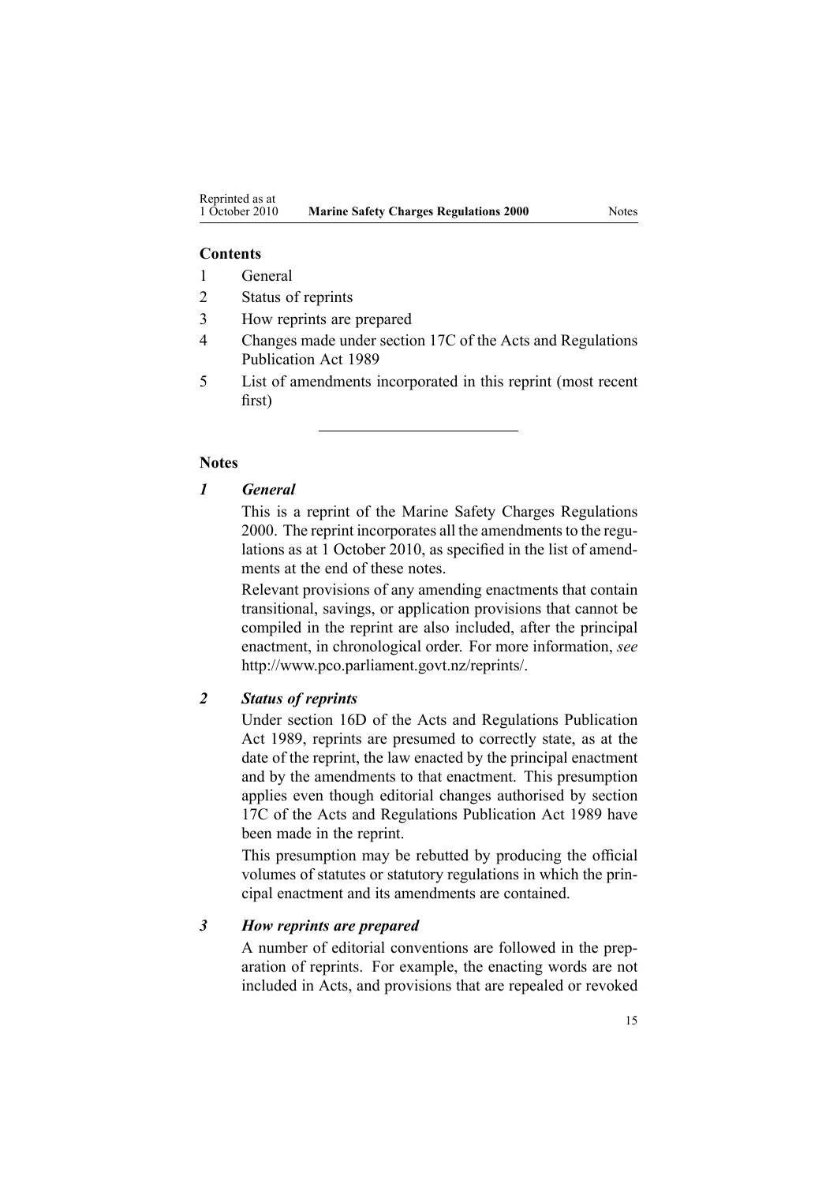**Contents**

1 General

2 Status of reprints

3 How reprints are prepared

4 Changes made under section 17C of the Acts and Regulations Publication Act 1989

5 List of amendments incorporated in this reprint (most recent first)

---

**Notes**

***1 General***

This is a reprint of the Marine Safety Charges Regulations 2000. The reprint incorporates all the amendments to the regulations as at 1 October 2010, as specified in the list of amendments at the end of these notes.

Relevant provisions of any amending enactments that contain transitional, savings, or application provisions that cannot be compiled in the reprint are also included, after the principal enactment, in chronological order. For more information, *see* http://www.pco.parliament.govt.nz/reprints/.

***2 Status of reprints***

Under section 16D of the Acts and Regulations Publication Act 1989, reprints are presumed to correctly state, as at the date of the reprint, the law enacted by the principal enactment and by the amendments to that enactment. This presumption applies even though editorial changes authorised by section 17C of the Acts and Regulations Publication Act 1989 have been made in the reprint.

This presumption may be rebutted by producing the official volumes of statutes or statutory regulations in which the principal enactment and its amendments are contained.

***3 How reprints are prepared***

A number of editorial conventions are followed in the preparation of reprints. For example, the enacting words are not included in Acts, and provisions that are repealed or revoked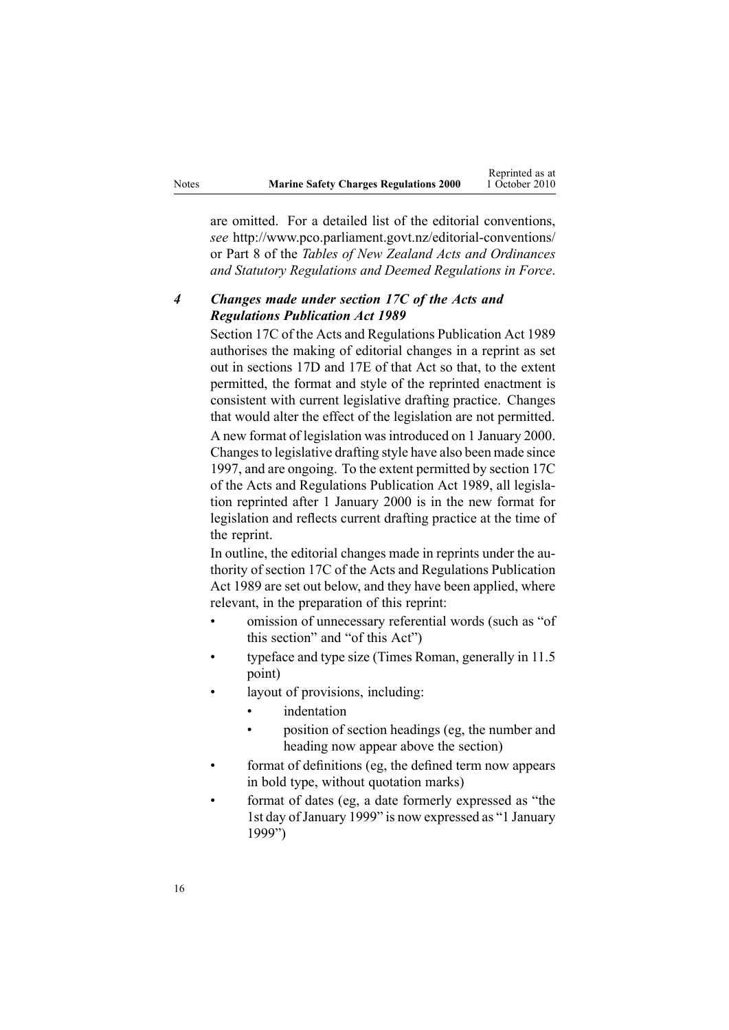are omitted. For a detailed list of the editorial conventions, *see* http://www.pco.parliament.govt.nz/editorial-conventions/ or Part 8 of the *Tables of New Zealand Acts and Ordinances and Statutory Regulations and Deemed Regulations in Force*.

### *4 Changes made under section 17C of the Acts and Regulations Publication Act 1989*

Section 17C of the Acts and Regulations Publication Act 1989 authorises the making of editorial changes in a reprint as set out in sections 17D and 17E of that Act so that, to the extent permitted, the format and style of the reprinted enactment is consistent with current legislative drafting practice. Changes that would alter the effect of the legislation are not permitted.

A new format of legislation was introduced on 1 January 2000. Changes to legislative drafting style have also been made since 1997, and are ongoing. To the extent permitted by section 17C of the Acts and Regulations Publication Act 1989, all legislation reprinted after 1 January 2000 is in the new format for legislation and reflects current drafting practice at the time of the reprint.

In outline, the editorial changes made in reprints under the authority of section 17C of the Acts and Regulations Publication Act 1989 are set out below, and they have been applied, where relevant, in the preparation of this reprint:

- omission of unnecessary referential words (such as "of this section" and "of this Act")
- typeface and type size (Times Roman, generally in 11.5 point)
- layout of provisions, including:
  - indentation
  - position of section headings (eg, the number and heading now appear above the section)
- format of definitions (eg, the defined term now appears in bold type, without quotation marks)
- format of dates (eg, a date formerly expressed as "the 1st day of January 1999" is now expressed as "1 January 1999")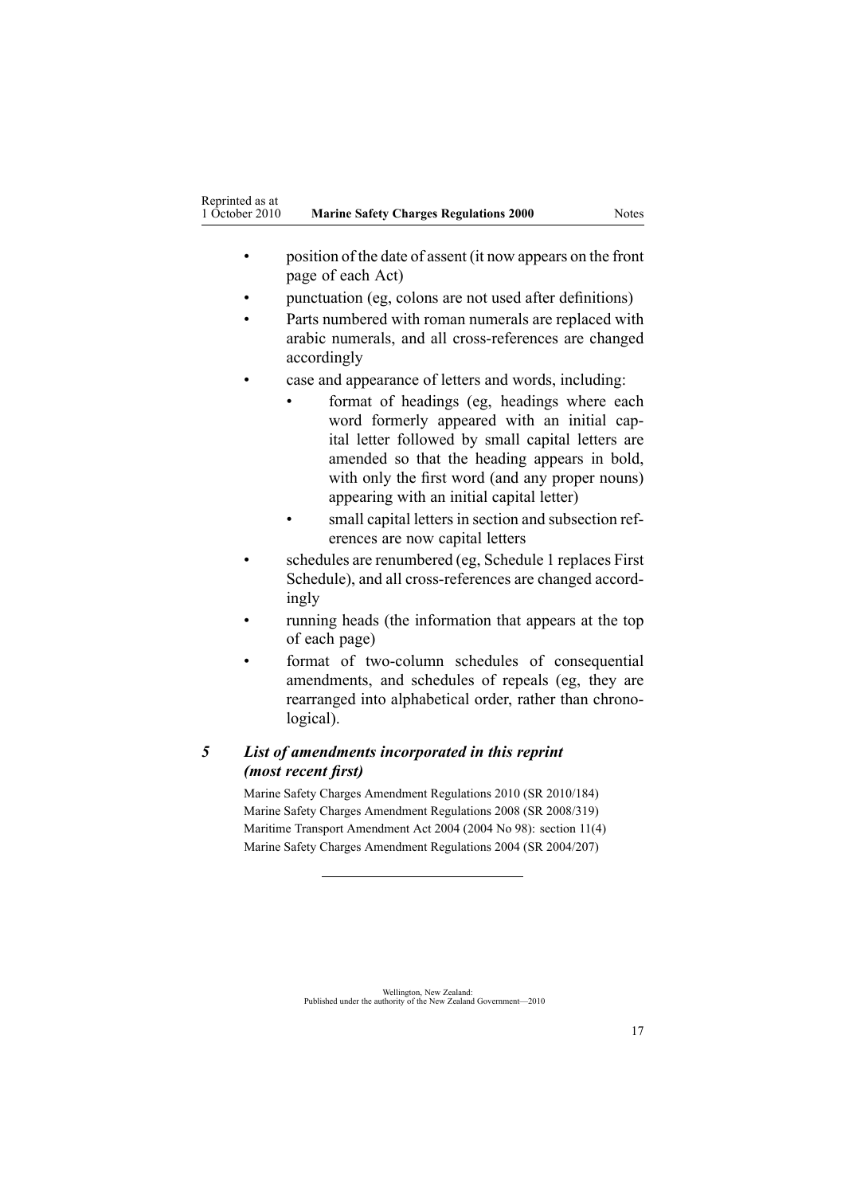- position of the date of assent (it now appears on the front page of each Act)
- punctuation (eg, colons are not used after definitions)
- Parts numbered with roman numerals are replaced with arabic numerals, and all cross-references are changed accordingly
- case and appearance of letters and words, including:
  - format of headings (eg, headings where each word formerly appeared with an initial capital letter followed by small capital letters are amended so that the heading appears in bold, with only the first word (and any proper nouns) appearing with an initial capital letter)
  - small capital letters in section and subsection references are now capital letters
- schedules are renumbered (eg, Schedule 1 replaces First Schedule), and all cross-references are changed accordingly
- running heads (the information that appears at the top of each page)
- format of two-column schedules of consequential amendments, and schedules of repeals (eg, they are rearranged into alphabetical order, rather than chronological).

### *5 List of amendments incorporated in this reprint (most recent first)*

Marine Safety Charges Amendment Regulations 2010 (SR 2010/184)
Marine Safety Charges Amendment Regulations 2008 (SR 2008/319)
Maritime Transport Amendment Act 2004 (2004 No 98): section 11(4)
Marine Safety Charges Amendment Regulations 2004 (SR 2004/207)

---

Wellington, New Zealand:
Published under the authority of the New Zealand Government—2010